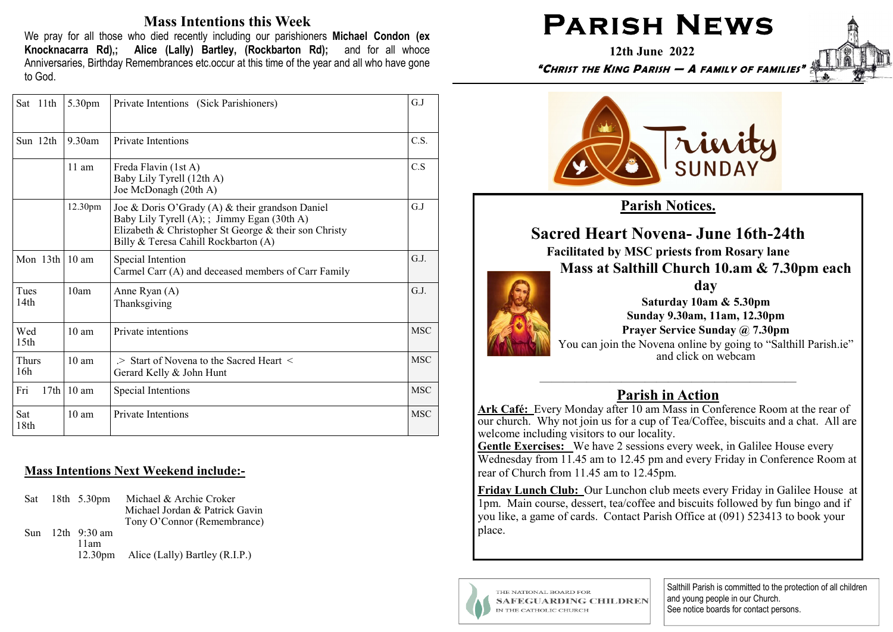## Mass Intentions this Week

We pray for all those who died recently including our parishioners **Michael Condon (ex Knocknacarra Rd),; Alice (Lally) Bartley, (Rockbarton Rd);** and for all whoce Anniversaries, Birthday Remembrances etc.occur at this time of the year and all who have gone to God.

| | | | |
|---|---|---|---|
| Sat 11th | 5.30pm | Private Intentions (Sick Parishioners) | G.J |
| Sun 12th | 9.30am | Private Intentions | C.S. |
| | 11 am | Freda Flavin (1st A)<br>Baby Lily Tyrell (12th A)<br>Joe McDonagh (20th A) | C.S |
| | 12.30pm | Joe & Doris O'Grady (A) & their grandson Daniel<br>Baby Lily Tyrell (A); ; Jimmy Egan (30th A)<br>Elizabeth & Christopher St George & their son Christy<br>Billy & Teresa Cahill Rockbarton (A) | G.J |
| Mon 13th | 10 am | Special Intention<br>Carmel Carr (A) and deceased members of Carr Family | G.J. |
| Tues 14th | 10am | Anne Ryan (A)<br>Thanksgiving | G.J. |
| Wed 15th | 10 am | Private intentions | MSC |
| Thurs 16h | 10 am | .> Start of Novena to the Sacred Heart <<br>Gerard Kelly & John Hunt | MSC |
| Fri 17th | 10 am | Special Intentions | MSC |
| Sat 18th | 10 am | Private Intentions | MSC |

### Mass Intentions Next Weekend include:-

Sat 18th 5.30pm Michael & Archie Croker
Michael Jordan & Patrick Gavin
Tony O'Connor (Remembrance)

Sun 12th 9:30 am
11am
12.30pm Alice (Lally) Bartley (R.I.P.)

# Parish News

**12th June 2022**

***"Christ the King Parish — A family of families"***

Trinity SUNDAY

## Parish Notices.

### Sacred Heart Novena- June 16th-24th

**Facilitated by MSC priests from Rosary lane**

**Mass at Salthill Church 10.am & 7.30pm each day**

**Saturday 10am & 5.30pm**

**Sunday 9.30am, 11am, 12.30pm**

**Prayer Service Sunday @ 7.30pm**

You can join the Novena online by going to "Salthill Parish.ie" and click on webcam

## Parish in Action

**Ark Café:** Every Monday after 10 am Mass in Conference Room at the rear of our church. Why not join us for a cup of Tea/Coffee, biscuits and a chat. All are welcome including visitors to our locality.

**Gentle Exercises:** We have 2 sessions every week, in Galilee House every Wednesday from 11.45 am to 12.45 pm and every Friday in Conference Room at rear of Church from 11.45 am to 12.45pm.

**Friday Lunch Club:** Our Lunchon club meets every Friday in Galilee House at 1pm. Main course, dessert, tea/coffee and biscuits followed by fun bingo and if you like, a game of cards. Contact Parish Office at (091) 523413 to book your place.

THE NATIONAL BOARD FOR SAFEGUARDING CHILDREN IN THE CATHOLIC CHURCH

Salthill Parish is committed to the protection of all children and young people in our Church.
See notice boards for contact persons.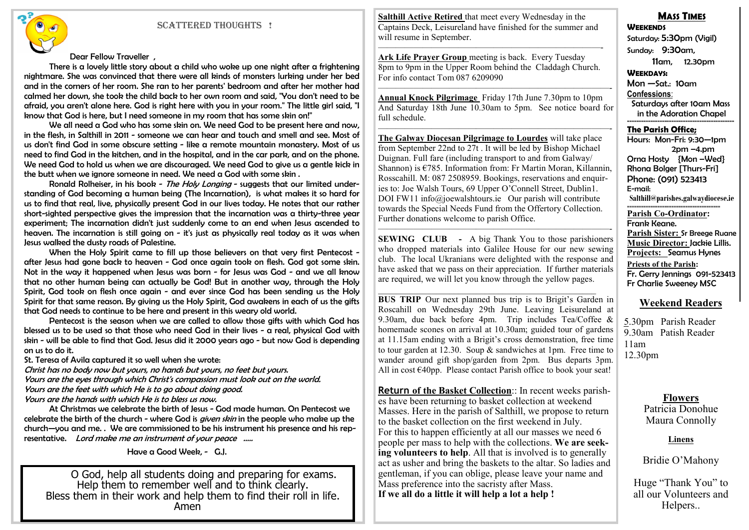## SCATTERED THOUGHTS !

Dear Fellow Traveller ,

There is a lovely little story about a child who woke up one night after a frightening nightmare. She was convinced that there were all kinds of monsters lurking under her bed and in the corners of her room. She ran to her parents' bedroom and after her mother had calmed her down, she took the child back to her own room and said, "You don't need to be afraid, you aren't alone here. God is right here with you in your room." The little girl said, "I know that God is here, but I need someone in my room that has some skin on!"

We all need a God who has some skin on. We need God to be present here and now, in the flesh, in Salthill in 2011 - someone we can hear and touch and smell and see. Most of us don't find God in some obscure setting - like a remote mountain monastery. Most of us need to find God in the kitchen, and in the hospital, and in the car park, and on the phone. We need God to hold us when we are discouraged. We need God to give us a gentle kick in the butt when we ignore someone in need. We need a God with some skin .

Ronald Rolheiser, in his book - *The Holy Longing* - suggests that our limited understanding of God becoming a human being (The Incarnation), is what makes it so hard for us to find that real, live, physically present God in our lives today. He notes that our rather short-sighted perspective gives the impression that the incarnation was a thirty-three year experiment; The incarnation didn't just suddenly come to an end when Jesus ascended to heaven. The incarnation is still going on - it's just as physically real today as it was when Jesus walked the dusty roads of Palestine.

When the Holy Spirit came to fill up those believers on that very first Pentecost - after Jesus had gone back to heaven - God once again took on flesh. God got some skin. Not in the way it happened when Jesus was born - for Jesus was God - and we all know that no other human being can actually be God! But in another way, through the Holy Spirit, God took on flesh once again - and ever since God has been sending us the Holy Spirit for that same reason. By giving us the Holy Spirit, God awakens in each of us the gifts that God needs to continue to be here and present in this weary old world.

Pentecost is the season when we are called to allow those gifts with which God has blessed us to be used so that those who need God in their lives - a real, physical God with skin - will be able to find that God. Jesus did it 2000 years ago - but now God is depending on us to do it.

St. Teresa of Avila captured it so well when she wrote:

*Christ has no body now but yours, no hands but yours, no feet but yours.*
*Yours are the eyes through which Christ's compassion must look out on the world.*
*Yours are the feet with which He is to go about doing good.*
*Yours are the hands with which He is to bless us now.*

At Christmas we celebrate the birth of Jesus - God made human. On Pentecost we celebrate the birth of the church - where God is *given skin* in the people who make up the church—you and me. . We are commissioned to be his instrument his presence and his representative. *Lord make me an instrument of your peace .....*

Have a Good Week, - G.J.

O God, help all students doing and preparing for exams.
Help them to remember well and to think clearly.
Bless them in their work and help them to find their roll in life.
Amen

---

**Salthill Active Retired** that meet every Wednesday in the Captains Deck, Leisureland have finished for the summer and will resume in September.

**Ark Life Prayer Group** meeting is back. Every Tuesday 8pm to 9pm in the Upper Room behind the Claddagh Church. For info contact Tom 087 6209090

**Annual Knock Pilgrimage** Friday 17th June 7.30pm to 10pm And Saturday 18th June 10.30am to 5pm. See notice board for full schedule.

**The Galway Diocesan Pilgrimage to Lourdes** will take place from September 22nd to 27t . It will be led by Bishop Michael Duignan. Full fare (including transport to and from Galway/ Shannon) is €785. Information from: Fr Martin Moran, Killannin, Rosscahill. M: 087 2508959. Bookings, reservations and enquiries to: Joe Walsh Tours, 69 Upper O'Connell Street, Dublin1. DOI FW11 info@joewalshtours.ie Our parish will contribute towards the Special Needs Fund from the Offertory Collection. Further donations welcome to parish Office.

**SEWING CLUB** - A big Thank You to those parishioners who dropped materials into Galilee House for our new sewing club. The local Ukranians were delighted with the response and have asked that we pass on their appreciation. If further materials are required, we will let you know through the yellow pages.

**BUS TRIP** Our next planned bus trip is to Brigit's Garden in Roscahill on Wednesday 29th June. Leaving Leisureland at 9.30am, due back before 4pm. Trip includes Tea/Coffee & homemade scones on arrival at 10.30am; guided tour of gardens at 11.15am ending with a Brigit's cross demonstration, free time to tour garden at 12.30. Soup & sandwiches at 1pm. Free time to wander around gift shop/garden from 2pm. Bus departs 3pm. All in cost €40pp. Please contact Parish office to book your seat!

**Return of the Basket Collection**:: In recent weeks parishes have been returning to basket collection at weekend Masses. Here in the parish of Salthill, we propose to return to the basket collection on the first weekend in July.
For this to happen efficiently at all our masses we need 6 people per mass to help with the collections. **We are seeking volunteers to help**. All that is involved is to generally act as usher and bring the baskets to the altar. So ladies and gentleman, if you can oblige, please leave your name and Mass preference into the sacristy after Mass.
**If we all do a little it will help a lot a help !**

---

## Mass Times

**Weekends**
Saturday: 5:30pm (Vigil)
Sunday: 9:30am, 11am, 12.30pm

**Weekdays:**
Mon —Sat.: 10am

**Confessions**:
Saturdays after 10am Mass in the Adoration Chapel

**The Parish Office;**
Hours: Mon-Fri: 9:30—1pm
2pm —4.pm
Orna Hosty {Mon —Wed}
Rhona Bolger [Thurs-Fri]
Phone: (091) 523413
E-mail:
Salthill@parishes.galwaydiocese.ie

**Parish Co-Ordinator:** Frank Keane.
**Parish Sister:** Sr Breege Ruane
**Music Director:** Jackie Lillis.
**Projects:** Seamus Hynes
**Priests of the Parish:**
Fr. Gerry Jennings 091-523413
Fr Charlie Sweeney MSC

**Weekend Readers**

5.30pm Parish Reader
9.30am Patish Reader
11am
12.30pm

**Flowers**
Patricia Donohue
Maura Connolly

**Linens**

Bridie O'Mahony

Huge "Thank You" to all our Volunteers and Helpers..